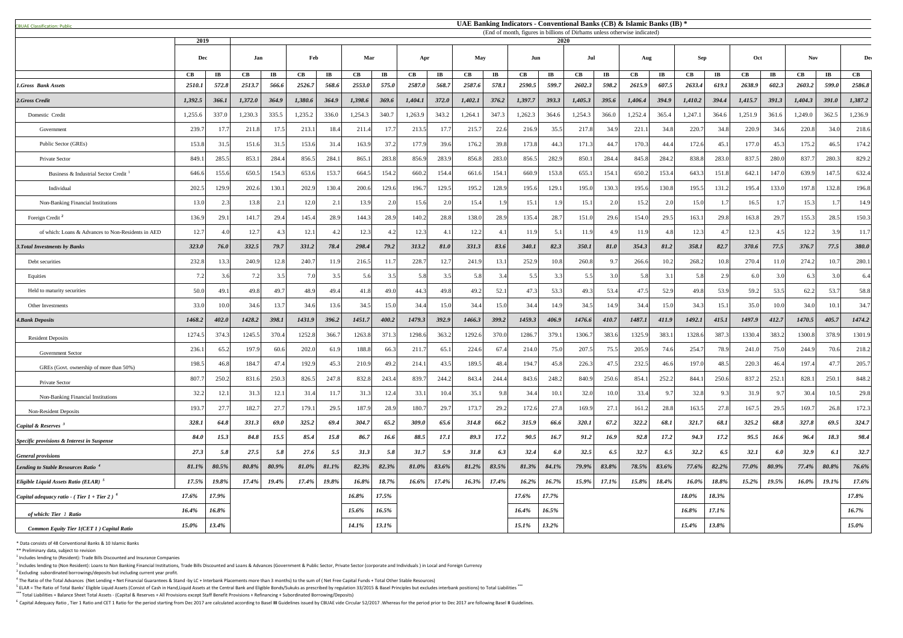CBUAE Classification: Public

# UAE Banking Indicators - Conventional Banks (CB) & Islamic Banks (IB) *

(End of month, figures in billions of Dirhams unless otherwise indicated)

| | 2019 | | 2020 | | | | | | | | | | | | | | | | | | | | | | |
|---|---|---|---|---|---|---|---|---|---|---|---|---|---|---|---|---|---|---|---|---|---|---|---|---|---|
| | Dec | | Jan | | Feb | | Mar | | Apr | | May | | Jun | | Jul | | Aug | | Sep | | Oct | | Nov | | Dec |
| | CB | IB | CB | IB | CB | IB | CB | IB | CB | IB | CB | IB | CB | IB | CB | IB | CB | IB | CB | IB | CB | IB | CB | IB | CB |
| ***1.Gross Bank Assets*** | ***2510.1*** | ***572.8*** | ***2513.7*** | ***566.6*** | ***2526.7*** | ***568.6*** | ***2553.0*** | ***575.0*** | ***2587.0*** | ***568.7*** | ***2587.6*** | ***578.1*** | ***2590.5*** | ***599.7*** | ***2602.3*** | ***598.2*** | ***2615.9*** | ***607.5*** | ***2633.4*** | ***619.1*** | ***2638.9*** | ***602.3*** | ***2603.2*** | ***599.0*** | ***2586.8*** |
| ***2.Gross Credit*** | ***1,392.5*** | ***366.1*** | ***1,372.0*** | ***364.9*** | ***1,380.6*** | ***364.9*** | ***1,398.6*** | ***369.6*** | ***1,404.1*** | ***372.0*** | ***1,402.1*** | ***376.2*** | ***1,397.7*** | ***393.3*** | ***1,405.3*** | ***395.6*** | ***1,406.4*** | ***394.9*** | ***1,410.2*** | ***394.4*** | ***1,415.7*** | ***391.3*** | ***1,404.3*** | ***391.0*** | ***1,387.2*** |
| Domestic Credit | 1,255.6 | 337.0 | 1,230.3 | 335.5 | 1,235.2 | 336.0 | 1,254.3 | 340.7 | 1,263.9 | 343.2 | 1,264.1 | 347.3 | 1,262.3 | 364.6 | 1,254.3 | 366.0 | 1,252.4 | 365.4 | 1,247.1 | 364.6 | 1,251.9 | 361.6 | 1,249.0 | 362.5 | 1,236.9 |
| Government | 239.7 | 17.7 | 211.8 | 17.5 | 213.1 | 18.4 | 211.4 | 17.7 | 213.5 | 17.7 | 215.7 | 22.6 | 216.9 | 35.5 | 217.8 | 34.9 | 221.1 | 34.8 | 220.7 | 34.8 | 220.9 | 34.6 | 220.8 | 34.0 | 218.6 |
| Public Sector (GREs) | 153.8 | 31.5 | 151.6 | 31.5 | 153.6 | 31.4 | 163.9 | 37.2 | 177.9 | 39.6 | 176.2 | 39.8 | 173.8 | 44.3 | 171.3 | 44.7 | 170.3 | 44.4 | 172.6 | 45.1 | 177.0 | 45.3 | 175.2 | 46.5 | 174.2 |
| Private Sector | 849.1 | 285.5 | 853.1 | 284.4 | 856.5 | 284.1 | 865.1 | 283.8 | 856.9 | 283.9 | 856.8 | 283.0 | 856.5 | 282.9 | 850.1 | 284.4 | 845.8 | 284.2 | 838.8 | 283.0 | 837.5 | 280.0 | 837.7 | 280.3 | 829.2 |
| Business & Industrial Sector Credit [1] | 646.6 | 155.6 | 650.5 | 154.3 | 653.6 | 153.7 | 664.5 | 154.2 | 660.2 | 154.4 | 661.6 | 154.1 | 660.9 | 153.8 | 655.1 | 154.1 | 650.2 | 153.4 | 643.3 | 151.8 | 642.1 | 147.0 | 639.9 | 147.5 | 632.4 |
| Individual | 202.5 | 129.9 | 202.6 | 130.1 | 202.9 | 130.4 | 200.6 | 129.6 | 196.7 | 129.5 | 195.2 | 128.9 | 195.6 | 129.1 | 195.0 | 130.3 | 195.6 | 130.8 | 195.5 | 131.2 | 195.4 | 133.0 | 197.8 | 132.8 | 196.8 |
| Non-Banking Financial Institutions | 13.0 | 2.3 | 13.8 | 2.1 | 12.0 | 2.1 | 13.9 | 2.0 | 15.6 | 2.0 | 15.4 | 1.9 | 15.1 | 1.9 | 15.1 | 2.0 | 15.2 | 2.0 | 15.0 | 1.7 | 16.5 | 1.7 | 15.3 | 1.7 | 14.9 |
| Foreign Credit [2] | 136.9 | 29.1 | 141.7 | 29.4 | 145.4 | 28.9 | 144.3 | 28.9 | 140.2 | 28.8 | 138.0 | 28.9 | 135.4 | 28.7 | 151.0 | 29.6 | 154.0 | 29.5 | 163.1 | 29.8 | 163.8 | 29.7 | 155.3 | 28.5 | 150.3 |
| of which: Loans & Advances to Non-Residents in AED | 12.7 | 4.0 | 12.7 | 4.3 | 12.1 | 4.2 | 12.3 | 4.2 | 12.3 | 4.1 | 12.2 | 4.1 | 11.9 | 5.1 | 11.9 | 4.9 | 11.9 | 4.8 | 12.3 | 4.7 | 12.3 | 4.5 | 12.2 | 3.9 | 11.7 |
| ***3.Total Investments by Banks*** | ***323.0*** | ***76.0*** | ***332.5*** | ***79.7*** | ***331.2*** | ***78.4*** | ***298.4*** | ***79.2*** | ***313.2*** | ***81.0*** | ***331.3*** | ***83.6*** | ***340.1*** | ***82.3*** | ***350.1*** | ***81.0*** | ***354.3*** | ***81.2*** | ***358.1*** | ***82.7*** | ***370.6*** | ***77.5*** | ***376.7*** | ***77.5*** | ***380.0*** |
| Debt securities | 232.8 | 13.3 | 240.9 | 12.8 | 240.7 | 11.9 | 216.5 | 11.7 | 228.7 | 12.7 | 241.9 | 13.1 | 252.9 | 10.8 | 260.8 | 9.7 | 266.6 | 10.2 | 268.2 | 10.8 | 270.4 | 11.0 | 274.2 | 10.7 | 280.1 |
| Equities | 7.2 | 3.6 | 7.2 | 3.5 | 7.0 | 3.5 | 5.6 | 3.5 | 5.8 | 3.5 | 5.8 | 3.4 | 5.5 | 3.3 | 5.5 | 3.0 | 5.8 | 3.1 | 5.8 | 2.9 | 6.0 | 3.0 | 6.3 | 3.0 | 6.4 |
| Held to maturity securities | 50.0 | 49.1 | 49.8 | 49.7 | 48.9 | 49.4 | 41.8 | 49.0 | 44.3 | 49.8 | 49.2 | 52.1 | 47.3 | 53.3 | 49.3 | 53.4 | 47.5 | 52.9 | 49.8 | 53.9 | 59.2 | 53.5 | 62.2 | 53.7 | 58.8 |
| Other Investments | 33.0 | 10.0 | 34.6 | 13.7 | 34.6 | 13.6 | 34.5 | 15.0 | 34.4 | 15.0 | 34.4 | 15.0 | 34.4 | 14.9 | 34.5 | 14.9 | 34.4 | 15.0 | 34.3 | 15.1 | 35.0 | 10.0 | 34.0 | 10.1 | 34.7 |
| ***4.Bank Deposits*** | ***1468.2*** | ***402.0*** | ***1428.2*** | ***398.1*** | ***1431.9*** | ***396.2*** | ***1451.7*** | ***400.2*** | ***1479.3*** | ***392.9*** | ***1466.3*** | ***399.2*** | ***1459.3*** | ***406.9*** | ***1476.6*** | ***410.7*** | ***1487.1*** | ***411.9*** | ***1492.1*** | ***415.1*** | ***1497.9*** | ***412.7*** | ***1470.5*** | ***405.7*** | ***1474.2*** |
| Resident Deposits | 1274.5 | 374.3 | 1245.5 | 370.4 | 1252.8 | 366.7 | 1263.8 | 371.3 | 1298.6 | 363.2 | 1292.6 | 370.0 | 1286.7 | 379.1 | 1306.7 | 383.6 | 1325.9 | 383.1 | 1328.6 | 387.3 | 1330.4 | 383.2 | 1300.8 | 378.9 | 1301.9 |
| Government Sector | 236.1 | 65.2 | 197.9 | 60.6 | 202.0 | 61.9 | 188.8 | 66.3 | 211.7 | 65.1 | 224.6 | 67.4 | 214.0 | 75.0 | 207.5 | 75.5 | 205.9 | 74.6 | 254.7 | 78.9 | 241.0 | 75.0 | 244.9 | 70.6 | 218.2 |
| GREs (Govt. ownership of more than 50%) | 198.5 | 46.8 | 184.7 | 47.4 | 192.9 | 45.3 | 210.9 | 49.2 | 214.1 | 43.5 | 189.5 | 48.4 | 194.7 | 45.8 | 226.3 | 47.5 | 232.5 | 46.6 | 197.0 | 48.5 | 220.3 | 46.4 | 197.4 | 47.7 | 205.7 |
| Private Sector | 807.7 | 250.2 | 831.6 | 250.3 | 826.5 | 247.8 | 832.8 | 243.4 | 839.7 | 244.2 | 843.4 | 244.4 | 843.6 | 248.2 | 840.9 | 250.6 | 854.1 | 252.2 | 844.1 | 250.6 | 837.2 | 252.1 | 828.1 | 250.1 | 848.2 |
| Non-Banking Financial Institutions | 32.2 | 12.1 | 31.3 | 12.1 | 31.4 | 11.7 | 31.3 | 12.4 | 33.1 | 10.4 | 35.1 | 9.8 | 34.4 | 10.1 | 32.0 | 10.0 | 33.4 | 9.7 | 32.8 | 9.3 | 31.9 | 9.7 | 30.4 | 10.5 | 29.8 |
| Non-Resident Deposits | 193.7 | 27.7 | 182.7 | 27.7 | 179.1 | 29.5 | 187.9 | 28.9 | 180.7 | 29.7 | 173.7 | 29.2 | 172.6 | 27.8 | 169.9 | 27.1 | 161.2 | 28.8 | 163.5 | 27.8 | 167.5 | 29.5 | 169.7 | 26.8 | 172.3 |
| ***Capital & Reserves [3]*** | ***328.1*** | ***64.8*** | ***331.3*** | ***69.0*** | ***325.2*** | ***69.4*** | ***304.7*** | ***65.2*** | ***309.0*** | ***65.6*** | ***314.8*** | ***66.2*** | ***315.9*** | ***66.6*** | ***320.1*** | ***67.2*** | ***322.2*** | ***68.1*** | ***321.7*** | ***68.1*** | ***325.2*** | ***68.8*** | ***327.8*** | ***69.5*** | ***324.7*** |
| ***Specific provisions & Interest in Suspense*** | ***84.0*** | ***15.3*** | ***84.8*** | ***15.5*** | ***85.4*** | ***15.8*** | ***86.7*** | ***16.6*** | ***88.5*** | ***17.1*** | ***89.3*** | ***17.2*** | ***90.5*** | ***16.7*** | ***91.2*** | ***16.9*** | ***92.8*** | ***17.2*** | ***94.3*** | ***17.2*** | ***95.5*** | ***16.6*** | ***96.4*** | ***18.3*** | ***98.4*** |
| ***General provisions*** | ***27.3*** | ***5.8*** | ***27.5*** | ***5.8*** | ***27.6*** | ***5.5*** | ***31.3*** | ***5.8*** | ***31.7*** | ***5.9*** | ***31.8*** | ***6.3*** | ***32.4*** | ***6.0*** | ***32.5*** | ***6.5*** | ***32.7*** | ***6.5*** | ***32.2*** | ***6.5*** | ***32.1*** | ***6.0*** | ***32.9*** | ***6.1*** | ***32.7*** |
| ***Lending to Stable Resources Ratio [4]*** | ***81.1%*** | ***80.5%*** | ***80.8%*** | ***80.9%*** | ***81.0%*** | ***81.1%*** | ***82.3%*** | ***82.3%*** | ***81.0%*** | ***83.6%*** | ***81.2%*** | ***83.5%*** | ***81.3%*** | ***84.1%*** | ***79.9%*** | ***83.8%*** | ***78.5%*** | ***83.6%*** | ***77.6%*** | ***82.2%*** | ***77.0%*** | ***80.9%*** | ***77.4%*** | ***80.8%*** | ***76.6%*** |
| ***Eligible Liquid Assets Ratio (ELAR) [5]*** | ***17.5%*** | ***19.8%*** | ***17.4%*** | ***19.4%*** | ***17.4%*** | ***19.8%*** | ***16.8%*** | ***18.7%*** | ***16.6%*** | ***17.4%*** | ***16.3%*** | ***17.4%*** | ***16.2%*** | ***16.7%*** | ***15.9%*** | ***17.1%*** | ***15.8%*** | ***18.4%*** | ***16.0%*** | ***18.8%*** | ***15.2%*** | ***19.5%*** | ***16.0%*** | ***19.1%*** | ***17.6%*** |
| ***Capital adequacy ratio - ( Tier 1 + Tier 2 ) [6]*** | ***17.6%*** | ***17.9%*** | | | | | ***16.8%*** | ***17.5%*** | | | | | ***17.6%*** | ***17.7%*** | | | | | ***18.0%*** | ***18.3%*** | | | | | ***17.8%*** |
| ***of which: Tier 1 Ratio*** | ***16.4%*** | ***16.8%*** | | | | | ***15.6%*** | ***16.5%*** | | | | | ***16.4%*** | ***16.5%*** | | | | | ***16.8%*** | ***17.1%*** | | | | | ***16.7%*** |
| ***Common Equity Tier 1(CET 1 ) Capital Ratio*** | ***15.0%*** | ***13.4%*** | | | | | ***14.1%*** | ***13.1%*** | | | | | ***15.1%*** | ***13.2%*** | | | | | ***15.4%*** | ***13.8%*** | | | | | ***15.0%*** |

\* Data consists of 48 Conventional Banks & 10 Islamic Banks

\*\* Preliminary data, subject to revision

[1] Includes lending to (Resident): Trade Bills Discounted and Insurance Companies

[2] Includes lending to (Non Resident): Loans to Non Banking Financial Institutions, Trade Bills Discounted and Loans & Advances (Government & Public Sector, Private Sector (corporate and Individuals ) in Local and Foreign Currency

[3] Excluding subordinated borrowings/deposits but including current year profit.

[4] The Ratio of the Total Advances (Net Lending + Net Financial Guarantees & Stand -by LC + Interbank Placements more than 3 months) to the sum of ( Net Free Capital Funds + Total Other Stable Resources)

[5] ELAR = The Ratio of Total Banks' Eligible Liquid Assets (Consist of Cash in Hand,Liquid Assets at the Central Bank and Eligible Bonds/Sukuks as prescribed by regulation 33/2015 & Basel Principles but excludes interbank positions) to Total Liabilities \*\*\*

\*\*\* Total Liabilities = Balance Sheet Total Assets - (Capital & Reserves + All Provisions except Staff Benefit Provisions + Refinancing + Subordinated Borrowing/Deposits)

[6] Capital Adequacy Ratio , Tier 1 Ratio and CET 1 Ratio for the period starting from Dec 2017 are calculated according to Basel III Guidelines issued by CBUAE vide Circular 52/2017 .Whereas for the period prior to Dec 2017 are following Basel II Guidelines.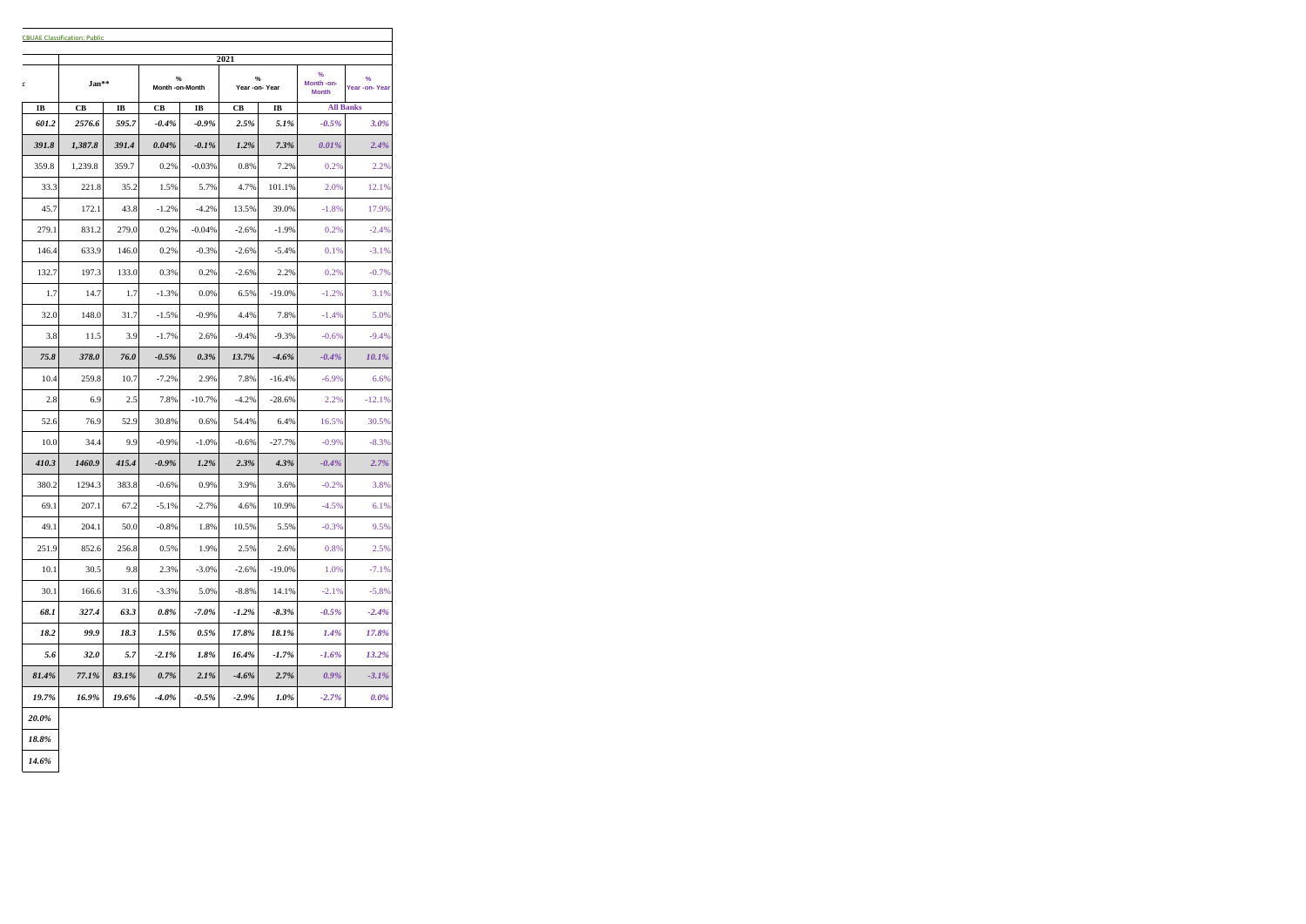CBUAE Classification: Public

| | 2021 | | | | | | | | |
|---|---|---|---|---|---|---|---|---|---|
| r | Jan** | | % Month -on-Month | | % Year -on- Year | | % Month -on- Month | % Year -on- Year |
| IB | CB | IB | CB | IB | CB | IB | All Banks | |
| *601.2* | *2576.6* | *595.7* | *-0.4%* | *-0.9%* | *2.5%* | *5.1%* | *-0.5%* | *3.0%* |
| *391.8* | *1,387.8* | *391.4* | *0.04%* | *-0.1%* | *1.2%* | *7.3%* | *0.01%* | *2.4%* |
| 359.8 | 1,239.8 | 359.7 | 0.2% | -0.03% | 0.8% | 7.2% | 0.2% | 2.2% |
| 33.3 | 221.8 | 35.2 | 1.5% | 5.7% | 4.7% | 101.1% | 2.0% | 12.1% |
| 45.7 | 172.1 | 43.8 | -1.2% | -4.2% | 13.5% | 39.0% | -1.8% | 17.9% |
| 279.1 | 831.2 | 279.0 | 0.2% | -0.04% | -2.6% | -1.9% | 0.2% | -2.4% |
| 146.4 | 633.9 | 146.0 | 0.2% | -0.3% | -2.6% | -5.4% | 0.1% | -3.1% |
| 132.7 | 197.3 | 133.0 | 0.3% | 0.2% | -2.6% | 2.2% | 0.2% | -0.7% |
| 1.7 | 14.7 | 1.7 | -1.3% | 0.0% | 6.5% | -19.0% | -1.2% | 3.1% |
| 32.0 | 148.0 | 31.7 | -1.5% | -0.9% | 4.4% | 7.8% | -1.4% | 5.0% |
| 3.8 | 11.5 | 3.9 | -1.7% | 2.6% | -9.4% | -9.3% | -0.6% | -9.4% |
| *75.8* | *378.0* | *76.0* | *-0.5%* | *0.3%* | *13.7%* | *-4.6%* | *-0.4%* | *10.1%* |
| 10.4 | 259.8 | 10.7 | -7.2% | 2.9% | 7.8% | -16.4% | -6.9% | 6.6% |
| 2.8 | 6.9 | 2.5 | 7.8% | -10.7% | -4.2% | -28.6% | 2.2% | -12.1% |
| 52.6 | 76.9 | 52.9 | 30.8% | 0.6% | 54.4% | 6.4% | 16.5% | 30.5% |
| 10.0 | 34.4 | 9.9 | -0.9% | -1.0% | -0.6% | -27.7% | -0.9% | -8.3% |
| *410.3* | *1460.9* | *415.4* | *-0.9%* | *1.2%* | *2.3%* | *4.3%* | *-0.4%* | *2.7%* |
| 380.2 | 1294.3 | 383.8 | -0.6% | 0.9% | 3.9% | 3.6% | -0.2% | 3.8% |
| 69.1 | 207.1 | 67.2 | -5.1% | -2.7% | 4.6% | 10.9% | -4.5% | 6.1% |
| 49.1 | 204.1 | 50.0 | -0.8% | 1.8% | 10.5% | 5.5% | -0.3% | 9.5% |
| 251.9 | 852.6 | 256.8 | 0.5% | 1.9% | 2.5% | 2.6% | 0.8% | 2.5% |
| 10.1 | 30.5 | 9.8 | 2.3% | -3.0% | -2.6% | -19.0% | 1.0% | -7.1% |
| 30.1 | 166.6 | 31.6 | -3.3% | 5.0% | -8.8% | 14.1% | -2.1% | -5.8% |
| *68.1* | *327.4* | *63.3* | *0.8%* | *-7.0%* | *-1.2%* | *-8.3%* | *-0.5%* | *-2.4%* |
| *18.2* | *99.9* | *18.3* | *1.5%* | *0.5%* | *17.8%* | *18.1%* | *1.4%* | *17.8%* |
| *5.6* | *32.0* | *5.7* | *-2.1%* | *1.8%* | *16.4%* | *-1.7%* | *-1.6%* | *13.2%* |
| *81.4%* | *77.1%* | *83.1%* | *0.7%* | *2.1%* | *-4.6%* | *2.7%* | *0.9%* | *-3.1%* |
| *19.7%* | *16.9%* | *19.6%* | *-4.0%* | *-0.5%* | *-2.9%* | *1.0%* | *-2.7%* | *0.0%* |
| *20.0%* | | | | | | | | |
| *18.8%* | | | | | | | | |
| *14.6%* | | | | | | | | |